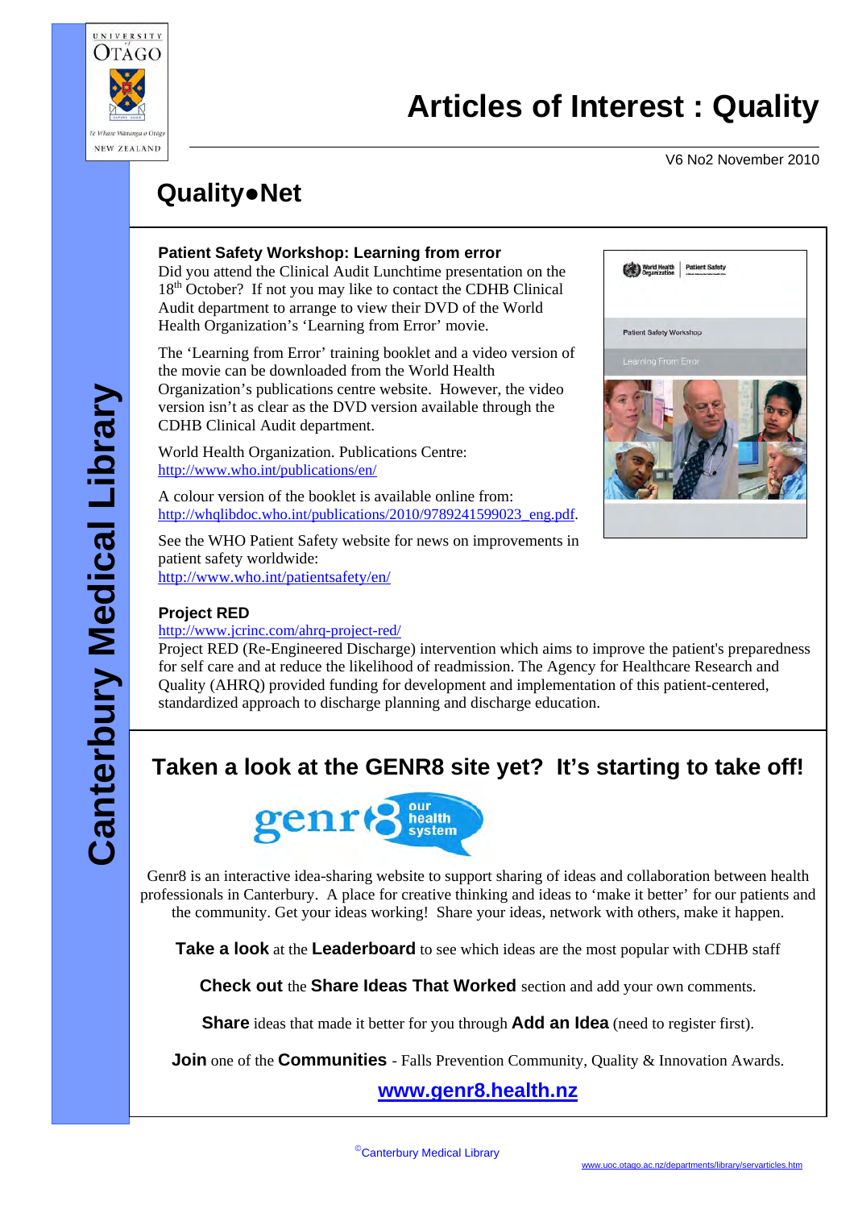# Articles of Interest : Quality

V6 No2 November 2010

Canterbury Medical Library

## Quality●Net

### Patient Safety Workshop: Learning from error

Did you attend the Clinical Audit Lunchtime presentation on the 18th October? If not you may like to contact the CDHB Clinical Audit department to arrange to view their DVD of the World Health Organization's 'Learning from Error' movie.

The 'Learning from Error' training booklet and a video version of the movie can be downloaded from the World Health Organization's publications centre website. However, the video version isn't as clear as the DVD version available through the CDHB Clinical Audit department.

World Health Organization. Publications Centre: http://www.who.int/publications/en/

A colour version of the booklet is available online from: http://whqlibdoc.who.int/publications/2010/9789241599023_eng.pdf.

See the WHO Patient Safety website for news on improvements in patient safety worldwide: http://www.who.int/patientsafety/en/

### Project RED

http://www.jcrinc.com/ahrq-project-red/

Project RED (Re-Engineered Discharge) intervention which aims to improve the patient's preparedness for self care and at reduce the likelihood of readmission. The Agency for Healthcare Research and Quality (AHRQ) provided funding for development and implementation of this patient-centered, standardized approach to discharge planning and discharge education.

## Taken a look at the GENR8 site yet? It's starting to take off!

Genr8 is an interactive idea-sharing website to support sharing of ideas and collaboration between health professionals in Canterbury. A place for creative thinking and ideas to 'make it better' for our patients and the community. Get your ideas working! Share your ideas, network with others, make it happen.

**Take a look** at the **Leaderboard** to see which ideas are the most popular with CDHB staff

**Check out** the **Share Ideas That Worked** section and add your own comments.

**Share** ideas that made it better for you through **Add an Idea** (need to register first).

**Join** one of the **Communities** - Falls Prevention Community, Quality & Innovation Awards.

**www.genr8.health.nz**

©Canterbury Medical Library

www.uoc.otago.ac.nz/departments/library/servarticles.htm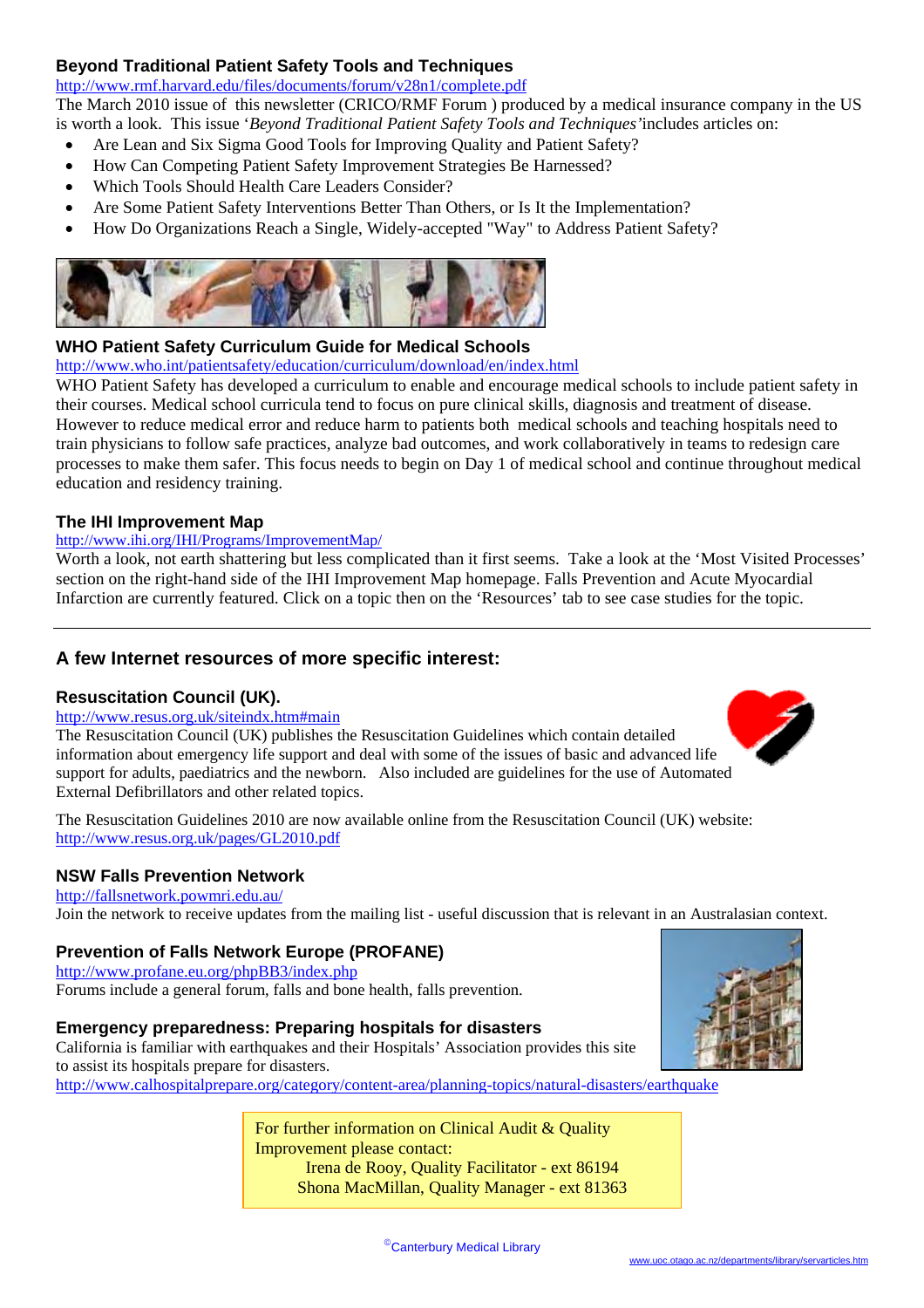### Beyond Traditional Patient Safety Tools and Techniques

http://www.rmf.harvard.edu/files/documents/forum/v28n1/complete.pdf

The March 2010 issue of this newsletter (CRICO/RMF Forum ) produced by a medical insurance company in the US is worth a look. This issue '*Beyond Traditional Patient Safety Tools and Techniques'* includes articles on:

- Are Lean and Six Sigma Good Tools for Improving Quality and Patient Safety?
- How Can Competing Patient Safety Improvement Strategies Be Harnessed?
- Which Tools Should Health Care Leaders Consider?
- Are Some Patient Safety Interventions Better Than Others, or Is It the Implementation?
- How Do Organizations Reach a Single, Widely-accepted "Way" to Address Patient Safety?

### WHO Patient Safety Curriculum Guide for Medical Schools

http://www.who.int/patientsafety/education/curriculum/download/en/index.html

WHO Patient Safety has developed a curriculum to enable and encourage medical schools to include patient safety in their courses. Medical school curricula tend to focus on pure clinical skills, diagnosis and treatment of disease. However to reduce medical error and reduce harm to patients both medical schools and teaching hospitals need to train physicians to follow safe practices, analyze bad outcomes, and work collaboratively in teams to redesign care processes to make them safer. This focus needs to begin on Day 1 of medical school and continue throughout medical education and residency training.

### The IHI Improvement Map

http://www.ihi.org/IHI/Programs/ImprovementMap/

Worth a look, not earth shattering but less complicated than it first seems. Take a look at the 'Most Visited Processes' section on the right-hand side of the IHI Improvement Map homepage. Falls Prevention and Acute Myocardial Infarction are currently featured. Click on a topic then on the 'Resources' tab to see case studies for the topic.

---

## A few Internet resources of more specific interest:

### Resuscitation Council (UK).

http://www.resus.org.uk/siteindx.htm#main

The Resuscitation Council (UK) publishes the Resuscitation Guidelines which contain detailed information about emergency life support and deal with some of the issues of basic and advanced life support for adults, paediatrics and the newborn. Also included are guidelines for the use of Automated External Defibrillators and other related topics.

The Resuscitation Guidelines 2010 are now available online from the Resuscitation Council (UK) website: http://www.resus.org.uk/pages/GL2010.pdf

### NSW Falls Prevention Network

http://fallsnetwork.powmri.edu.au/

Join the network to receive updates from the mailing list - useful discussion that is relevant in an Australasian context.

### Prevention of Falls Network Europe (PROFANE)

http://www.profane.eu.org/phpBB3/index.php

Forums include a general forum, falls and bone health, falls prevention.

### Emergency preparedness: Preparing hospitals for disasters

California is familiar with earthquakes and their Hospitals' Association provides this site to assist its hospitals prepare for disasters.

http://www.calhospitalprepare.org/category/content-area/planning-topics/natural-disasters/earthquake

> For further information on Clinical Audit & Quality Improvement please contact:
> Irena de Rooy, Quality Facilitator - ext 86194
> Shona MacMillan, Quality Manager - ext 81363

©Canterbury Medical Library

www.uoc.otago.ac.nz/departments/library/servarticles.htm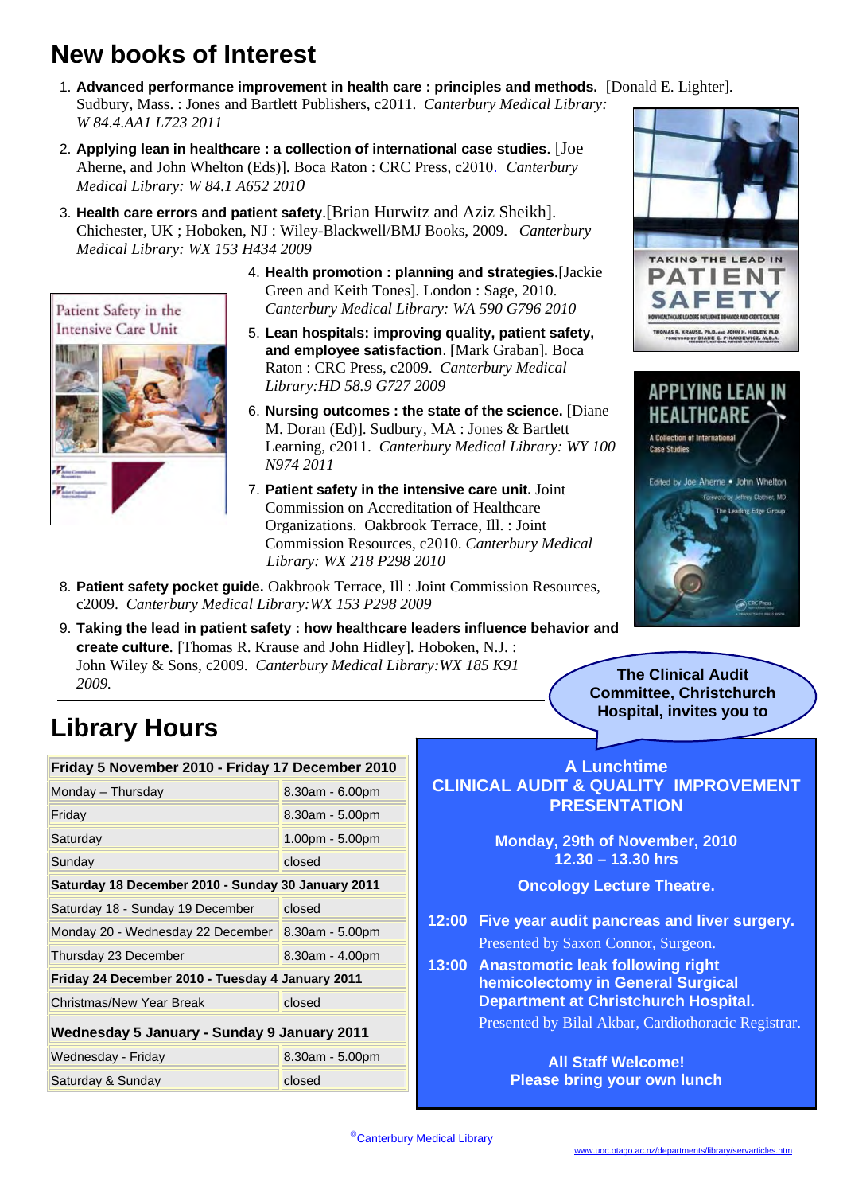# New books of Interest

1. **Advanced performance improvement in health care : principles and methods.** [Donald E. Lighter]. Sudbury, Mass. : Jones and Bartlett Publishers, c2011. *Canterbury Medical Library: W 84.4.AA1 L723 2011*
2. **Applying lean in healthcare : a collection of international case studies**. [Joe Aherne, and John Whelton (Eds)]. Boca Raton : CRC Press, c2010. *Canterbury Medical Library: W 84.1 A652 2010*
3. **Health care errors and patient safety**.[Brian Hurwitz and Aziz Sheikh]. Chichester, UK ; Hoboken, NJ : Wiley-Blackwell/BMJ Books, 2009. *Canterbury Medical Library: WX 153 H434 2009*
4. **Health promotion : planning and strategies.**[Jackie Green and Keith Tones]. London : Sage, 2010. *Canterbury Medical Library: WA 590 G796 2010*
5. **Lean hospitals: improving quality, patient safety, and employee satisfaction**. [Mark Graban]. Boca Raton : CRC Press, c2009. *Canterbury Medical Library:HD 58.9 G727 2009*
6. **Nursing outcomes : the state of the science.** [Diane M. Doran (Ed)]. Sudbury, MA : Jones & Bartlett Learning, c2011. *Canterbury Medical Library: WY 100 N974 2011*
7. **Patient safety in the intensive care unit.** Joint Commission on Accreditation of Healthcare Organizations. Oakbrook Terrace, Ill. : Joint Commission Resources, c2010. *Canterbury Medical Library: WX 218 P298 2010*
8. **Patient safety pocket guide.** Oakbrook Terrace, Ill : Joint Commission Resources, c2009. *Canterbury Medical Library:WX 153 P298 2009*
9. **Taking the lead in patient safety : how healthcare leaders influence behavior and create culture**. [Thomas R. Krause and John Hidley]. Hoboken, N.J. : John Wiley & Sons, c2009. *Canterbury Medical Library:WX 185 K91 2009.*

# Library Hours

| Friday 5 November 2010 - Friday 17 December 2010 | |
|---|---|
| Monday – Thursday | 8.30am - 6.00pm |
| Friday | 8.30am - 5.00pm |
| Saturday | 1.00pm - 5.00pm |
| Sunday | closed |
| **Saturday 18 December 2010 - Sunday 30 January 2011** | |
| Saturday 18 - Sunday 19 December | closed |
| Monday 20 - Wednesday 22 December | 8.30am - 5.00pm |
| Thursday 23 December | 8.30am - 4.00pm |
| **Friday 24 December 2010 - Tuesday 4 January 2011** | |
| Christmas/New Year Break | closed |
| **Wednesday 5 January - Sunday 9 January 2011** | |
| Wednesday - Friday | 8.30am - 5.00pm |
| Saturday & Sunday | closed |

**The Clinical Audit Committee, Christchurch Hospital, invites you to**

**A Lunchtime**
**CLINICAL AUDIT & QUALITY IMPROVEMENT PRESENTATION**

**Monday, 29th of November, 2010**
**12.30 – 13.30 hrs**

**Oncology Lecture Theatre.**

**12:00 Five year audit pancreas and liver surgery.**
Presented by Saxon Connor, Surgeon.

**13:00 Anastomotic leak following right hemicolectomy in General Surgical Department at Christchurch Hospital.**
Presented by Bilal Akbar, Cardiothoracic Registrar.

**All Staff Welcome!**
**Please bring your own lunch**

©Canterbury Medical Library

www.uoc.otago.ac.nz/departments/library/servarticles.htm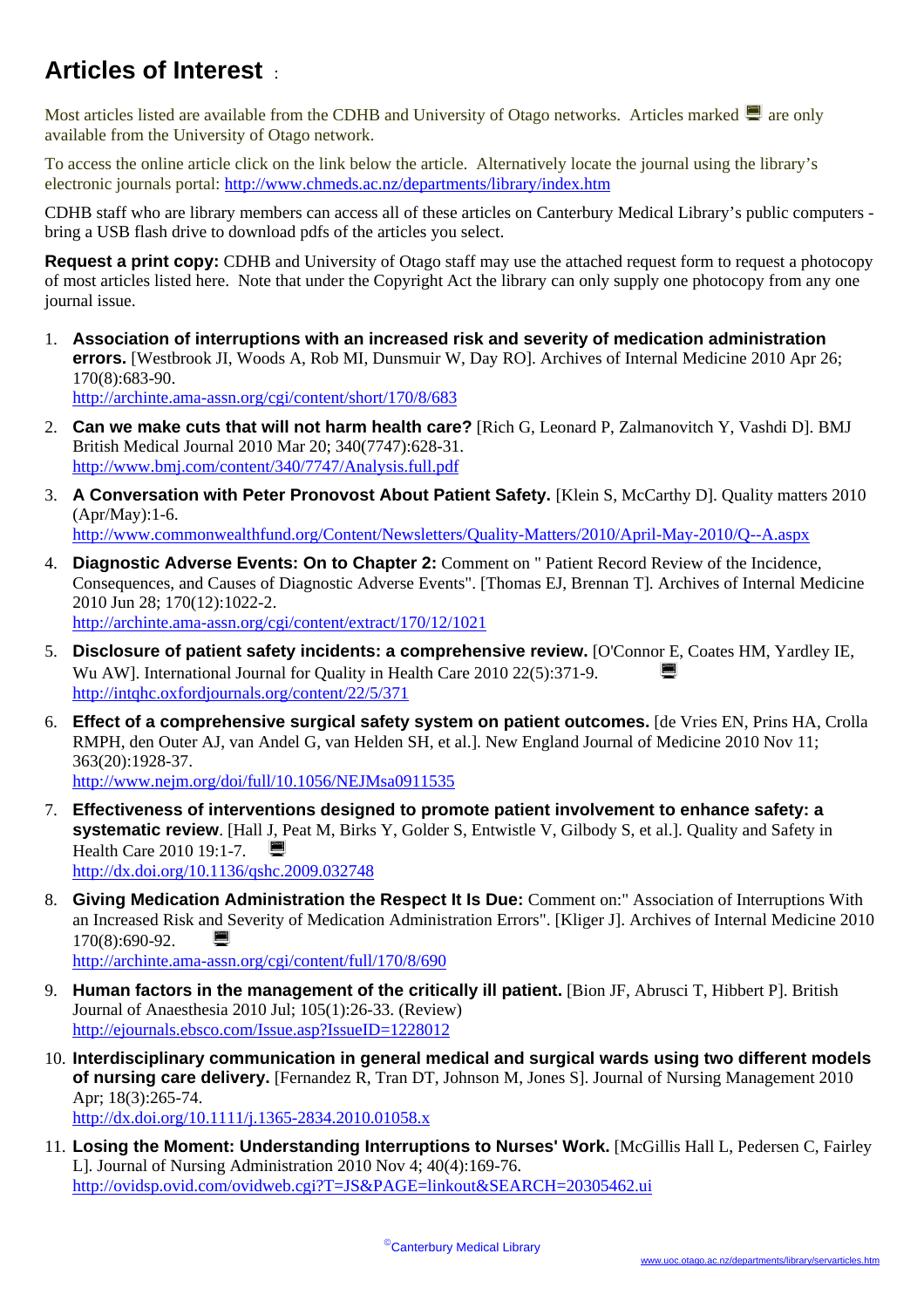# Articles of Interest :

Most articles listed are available from the CDHB and University of Otago networks. Articles marked 🖳 are only available from the University of Otago network.

To access the online article click on the link below the article. Alternatively locate the journal using the library's electronic journals portal: http://www.chmeds.ac.nz/departments/library/index.htm

CDHB staff who are library members can access all of these articles on Canterbury Medical Library's public computers - bring a USB flash drive to download pdfs of the articles you select.

**Request a print copy:** CDHB and University of Otago staff may use the attached request form to request a photocopy of most articles listed here. Note that under the Copyright Act the library can only supply one photocopy from any one journal issue.

1. **Association of interruptions with an increased risk and severity of medication administration errors.** [Westbrook JI, Woods A, Rob MI, Dunsmuir W, Day RO]. Archives of Internal Medicine 2010 Apr 26; 170(8):683-90.
   http://archinte.ama-assn.org/cgi/content/short/170/8/683

2. **Can we make cuts that will not harm health care?** [Rich G, Leonard P, Zalmanovitch Y, Vashdi D]. BMJ British Medical Journal 2010 Mar 20; 340(7747):628-31.
   http://www.bmj.com/content/340/7747/Analysis.full.pdf

3. **A Conversation with Peter Pronovost About Patient Safety.** [Klein S, McCarthy D]. Quality matters 2010 (Apr/May):1-6.
   http://www.commonwealthfund.org/Content/Newsletters/Quality-Matters/2010/April-May-2010/Q--A.aspx

4. **Diagnostic Adverse Events: On to Chapter 2:** Comment on " Patient Record Review of the Incidence, Consequences, and Causes of Diagnostic Adverse Events". [Thomas EJ, Brennan T]. Archives of Internal Medicine 2010 Jun 28; 170(12):1022-2.
   http://archinte.ama-assn.org/cgi/content/extract/170/12/1021

5. **Disclosure of patient safety incidents: a comprehensive review.** [O'Connor E, Coates HM, Yardley IE, Wu AW]. International Journal for Quality in Health Care 2010 22(5):371-9. 🖳
   http://intqhc.oxfordjournals.org/content/22/5/371

6. **Effect of a comprehensive surgical safety system on patient outcomes.** [de Vries EN, Prins HA, Crolla RMPH, den Outer AJ, van Andel G, van Helden SH, et al.]. New England Journal of Medicine 2010 Nov 11; 363(20):1928-37.
   http://www.nejm.org/doi/full/10.1056/NEJMsa0911535

7. **Effectiveness of interventions designed to promote patient involvement to enhance safety: a systematic review**. [Hall J, Peat M, Birks Y, Golder S, Entwistle V, Gilbody S, et al.]. Quality and Safety in Health Care 2010 19:1-7. 🖳
   http://dx.doi.org/10.1136/qshc.2009.032748

8. **Giving Medication Administration the Respect It Is Due:** Comment on:" Association of Interruptions With an Increased Risk and Severity of Medication Administration Errors". [Kliger J]. Archives of Internal Medicine 2010 170(8):690-92. 🖳
   http://archinte.ama-assn.org/cgi/content/full/170/8/690

9. **Human factors in the management of the critically ill patient.** [Bion JF, Abrusci T, Hibbert P]. British Journal of Anaesthesia 2010 Jul; 105(1):26-33. (Review)
   http://ejournals.ebsco.com/Issue.asp?IssueID=1228012

10. **Interdisciplinary communication in general medical and surgical wards using two different models of nursing care delivery.** [Fernandez R, Tran DT, Johnson M, Jones S]. Journal of Nursing Management 2010 Apr; 18(3):265-74.
    http://dx.doi.org/10.1111/j.1365-2834.2010.01058.x

11. **Losing the Moment: Understanding Interruptions to Nurses' Work.** [McGillis Hall L, Pedersen C, Fairley L]. Journal of Nursing Administration 2010 Nov 4; 40(4):169-76.
    http://ovidsp.ovid.com/ovidweb.cgi?T=JS&PAGE=linkout&SEARCH=20305462.ui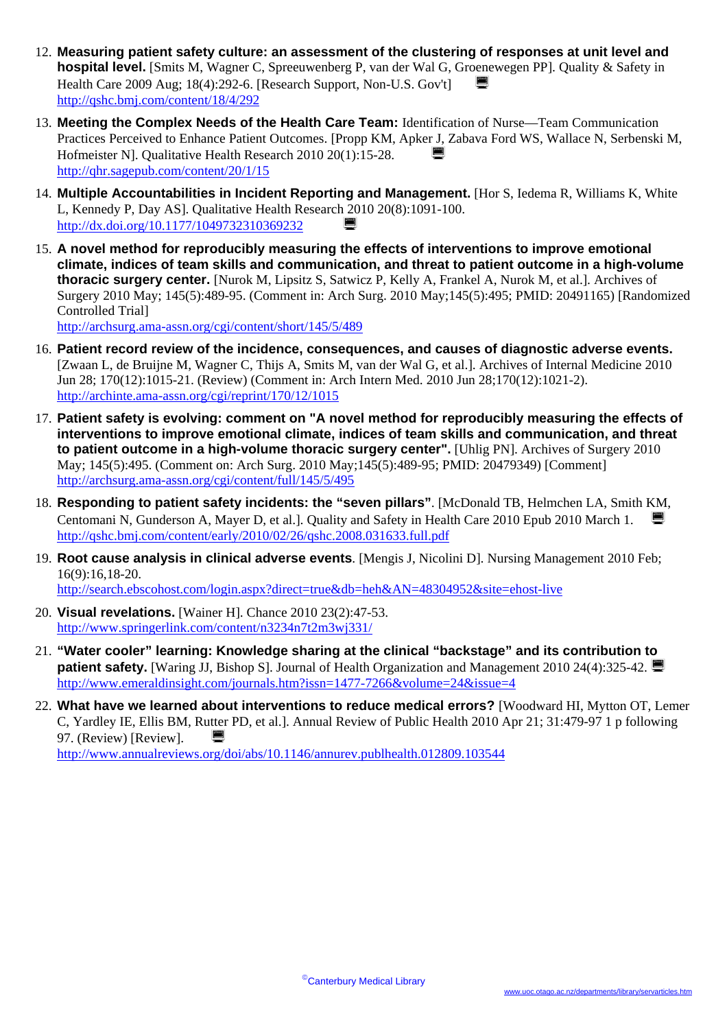12. **Measuring patient safety culture: an assessment of the clustering of responses at unit level and hospital level.** [Smits M, Wagner C, Spreeuwenberg P, van der Wal G, Groenewegen PP]. Quality & Safety in Health Care 2009 Aug; 18(4):292-6. [Research Support, Non-U.S. Gov't]
http://qshc.bmj.com/content/18/4/292

13. **Meeting the Complex Needs of the Health Care Team:** Identification of Nurse—Team Communication Practices Perceived to Enhance Patient Outcomes. [Propp KM, Apker J, Zabava Ford WS, Wallace N, Serbenski M, Hofmeister N]. Qualitative Health Research 2010 20(1):15-28.
http://qhr.sagepub.com/content/20/1/15

14. **Multiple Accountabilities in Incident Reporting and Management.** [Hor S, Iedema R, Williams K, White L, Kennedy P, Day AS]. Qualitative Health Research 2010 20(8):1091-100.
http://dx.doi.org/10.1177/1049732310369232

15. **A novel method for reproducibly measuring the effects of interventions to improve emotional climate, indices of team skills and communication, and threat to patient outcome in a high-volume thoracic surgery center.** [Nurok M, Lipsitz S, Satwicz P, Kelly A, Frankel A, Nurok M, et al.]. Archives of Surgery 2010 May; 145(5):489-95. (Comment in: Arch Surg. 2010 May;145(5):495; PMID: 20491165) [Randomized Controlled Trial]
http://archsurg.ama-assn.org/cgi/content/short/145/5/489

16. **Patient record review of the incidence, consequences, and causes of diagnostic adverse events.** [Zwaan L, de Bruijne M, Wagner C, Thijs A, Smits M, van der Wal G, et al.]. Archives of Internal Medicine 2010 Jun 28; 170(12):1015-21. (Review) (Comment in: Arch Intern Med. 2010 Jun 28;170(12):1021-2).
http://archinte.ama-assn.org/cgi/reprint/170/12/1015

17. **Patient safety is evolving: comment on "A novel method for reproducibly measuring the effects of interventions to improve emotional climate, indices of team skills and communication, and threat to patient outcome in a high-volume thoracic surgery center".** [Uhlig PN]. Archives of Surgery 2010 May; 145(5):495. (Comment on: Arch Surg. 2010 May;145(5):489-95; PMID: 20479349) [Comment]
http://archsurg.ama-assn.org/cgi/content/full/145/5/495

18. **Responding to patient safety incidents: the "seven pillars"**. [McDonald TB, Helmchen LA, Smith KM, Centomani N, Gunderson A, Mayer D, et al.]. Quality and Safety in Health Care 2010 Epub 2010 March 1.
http://qshc.bmj.com/content/early/2010/02/26/qshc.2008.031633.full.pdf

19. **Root cause analysis in clinical adverse events**. [Mengis J, Nicolini D]. Nursing Management 2010 Feb; 16(9):16,18-20.
http://search.ebscohost.com/login.aspx?direct=true&db=heh&AN=48304952&site=ehost-live

20. **Visual revelations.** [Wainer H]. Chance 2010 23(2):47-53.
http://www.springerlink.com/content/n3234n7t2m3wj331/

21. **"Water cooler" learning: Knowledge sharing at the clinical "backstage" and its contribution to patient safety.** [Waring JJ, Bishop S]. Journal of Health Organization and Management 2010 24(4):325-42.
http://www.emeraldinsight.com/journals.htm?issn=1477-7266&volume=24&issue=4

22. **What have we learned about interventions to reduce medical errors?** [Woodward HI, Mytton OT, Lemer C, Yardley IE, Ellis BM, Rutter PD, et al.]. Annual Review of Public Health 2010 Apr 21; 31:479-97 1 p following 97. (Review) [Review].
http://www.annualreviews.org/doi/abs/10.1146/annurev.publhealth.012809.103544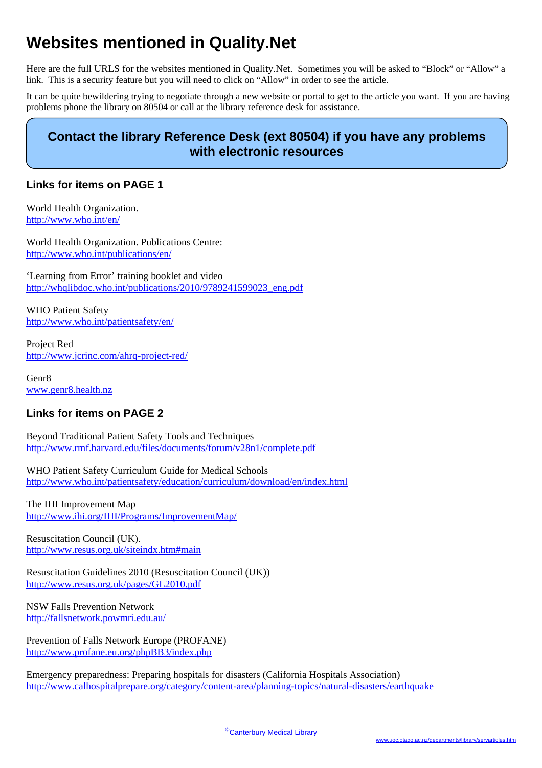# Websites mentioned in Quality.Net

Here are the full URLS for the websites mentioned in Quality.Net. Sometimes you will be asked to "Block" or "Allow" a link. This is a security feature but you will need to click on "Allow" in order to see the article.

It can be quite bewildering trying to negotiate through a new website or portal to get to the article you want. If you are having problems phone the library on 80504 or call at the library reference desk for assistance.

**Contact the library Reference Desk (ext 80504) if you have any problems with electronic resources**

### Links for items on PAGE 1

World Health Organization.
http://www.who.int/en/

World Health Organization. Publications Centre:
http://www.who.int/publications/en/

'Learning from Error' training booklet and video
http://whqlibdoc.who.int/publications/2010/9789241599023_eng.pdf

WHO Patient Safety
http://www.who.int/patientsafety/en/

Project Red
http://www.jcrinc.com/ahrq-project-red/

Genr8
www.genr8.health.nz

### Links for items on PAGE 2

Beyond Traditional Patient Safety Tools and Techniques
http://www.rmf.harvard.edu/files/documents/forum/v28n1/complete.pdf

WHO Patient Safety Curriculum Guide for Medical Schools
http://www.who.int/patientsafety/education/curriculum/download/en/index.html

The IHI Improvement Map
http://www.ihi.org/IHI/Programs/ImprovementMap/

Resuscitation Council (UK).
http://www.resus.org.uk/siteindx.htm#main

Resuscitation Guidelines 2010 (Resuscitation Council (UK))
http://www.resus.org.uk/pages/GL2010.pdf

NSW Falls Prevention Network
http://fallsnetwork.powmri.edu.au/

Prevention of Falls Network Europe (PROFANE)
http://www.profane.eu.org/phpBB3/index.php

Emergency preparedness: Preparing hospitals for disasters (California Hospitals Association)
http://www.calhospitalprepare.org/category/content-area/planning-topics/natural-disasters/earthquake

©Canterbury Medical Library

www.uoc.otago.ac.nz/departments/library/servarticles.htm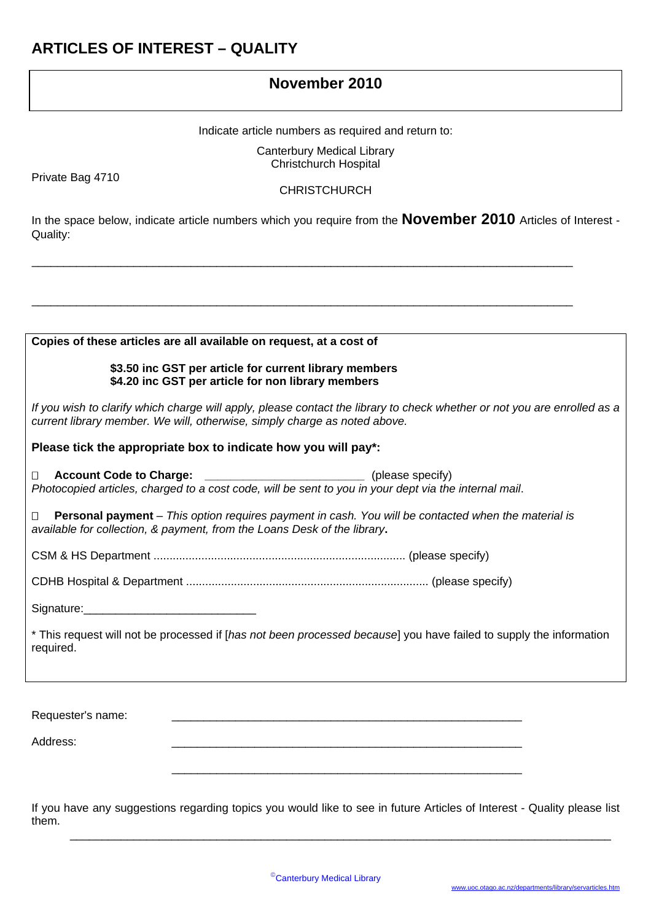## ARTICLES OF INTEREST – QUALITY

**November 2010**

Indicate article numbers as required and return to:

Canterbury Medical Library
Christchurch Hospital
Private Bag 4710
CHRISTCHURCH

In the space below, indicate article numbers which you require from the **November 2010** Articles of Interest - Quality:

\_\_\_\_\_\_\_\_\_\_\_\_\_\_\_\_\_\_\_\_\_\_\_\_\_\_\_\_\_\_\_\_\_\_\_\_\_\_\_\_\_\_\_\_\_\_\_\_\_\_\_\_\_\_\_\_\_\_\_\_\_\_\_\_\_\_\_\_\_\_\_\_\_\_\_\_

\_\_\_\_\_\_\_\_\_\_\_\_\_\_\_\_\_\_\_\_\_\_\_\_\_\_\_\_\_\_\_\_\_\_\_\_\_\_\_\_\_\_\_\_\_\_\_\_\_\_\_\_\_\_\_\_\_\_\_\_\_\_\_\_\_\_\_\_\_\_\_\_\_\_\_\_

**Copies of these articles are all available on request, at a cost of**

**$3.50 inc GST per article for current library members**
**$4.20 inc GST per article for non library members**

*If you wish to clarify which charge will apply, please contact the library to check whether or not you are enrolled as a current library member. We will, otherwise, simply charge as noted above.*

**Please tick the appropriate box to indicate how you will pay*:**

☐ **Account Code to Charge:** \_\_\_\_\_\_\_\_\_\_\_\_\_\_\_\_\_\_\_\_\_\_\_\_\_ (please specify)
*Photocopied articles, charged to a cost code, will be sent to you in your dept via the internal mail*.

☐ **Personal payment** – *This option requires payment in cash. You will be contacted when the material is available for collection, & payment, from the Loans Desk of the library*.

CSM & HS Department ............................................................................. (please specify)

CDHB Hospital & Department ........................................................................... (please specify)

Signature:\_\_\_\_\_\_\_\_\_\_\_\_\_\_\_\_\_\_\_\_\_\_\_\_\_\_\_

* This request will not be processed if [*has not been processed because*] you have failed to supply the information required.

Requester's name: \_\_\_\_\_\_\_\_\_\_\_\_\_\_\_\_\_\_\_\_\_\_\_\_\_\_\_\_\_\_\_\_\_\_\_\_\_\_\_\_\_\_\_\_\_\_\_\_\_\_\_

Address: \_\_\_\_\_\_\_\_\_\_\_\_\_\_\_\_\_\_\_\_\_\_\_\_\_\_\_\_\_\_\_\_\_\_\_\_\_\_\_\_\_\_\_\_\_\_\_\_\_\_\_

\_\_\_\_\_\_\_\_\_\_\_\_\_\_\_\_\_\_\_\_\_\_\_\_\_\_\_\_\_\_\_\_\_\_\_\_\_\_\_\_\_\_\_\_\_\_\_\_\_\_\_

If you have any suggestions regarding topics you would like to see in future Articles of Interest - Quality please list them.

\_\_\_\_\_\_\_\_\_\_\_\_\_\_\_\_\_\_\_\_\_\_\_\_\_\_\_\_\_\_\_\_\_\_\_\_\_\_\_\_\_\_\_\_\_\_\_\_\_\_\_\_\_\_\_\_\_\_\_\_\_\_\_\_\_\_\_\_\_\_\_\_\_\_\_\_

©Canterbury Medical Library
www.uoc.otago.ac.nz/departments/library/servarticles.htm